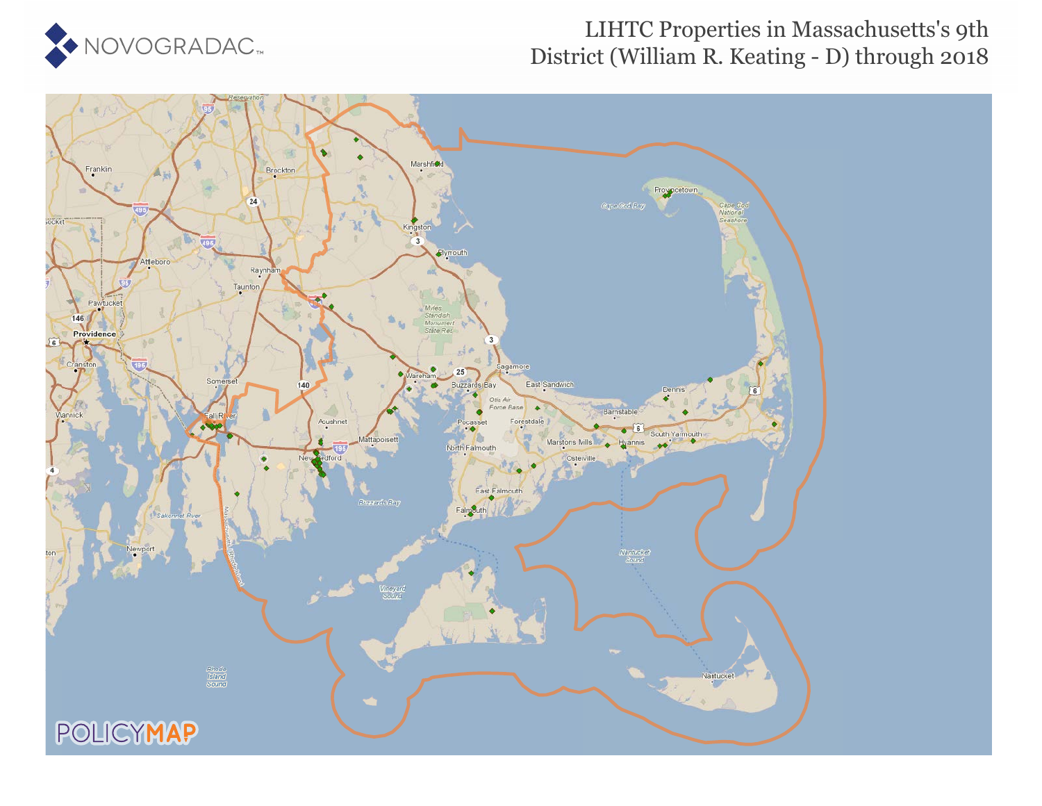# LIHTC Properties in Massachusetts's 9th District (William R. Keating - D) through 2018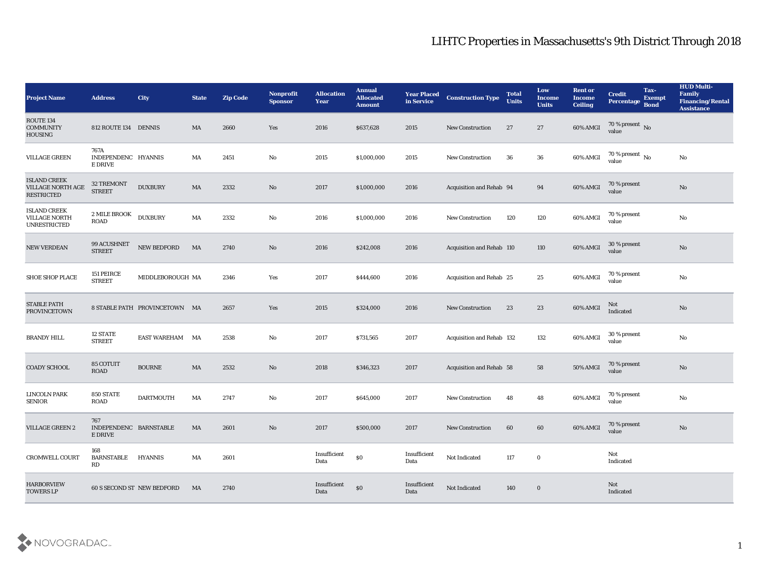# LIHTC Properties in Massachusetts's 9th District Through 2018

| Project Name | Address | City | State | Zip Code | Nonprofit Sponsor | Allocation Year | Annual Allocated Amount | Year Placed in Service | Construction Type | Total Units | Low Income Units | Rent or Income Ceiling | Credit Percentage | Tax-Exempt Bond | HUD Multi-Family Financing/Rental Assistance |
|---|---|---|---|---|---|---|---|---|---|---|---|---|---|---|---|
| ROUTE 134 COMMUNITY HOUSING | 812 ROUTE 134 | DENNIS | MA | 2660 | Yes | 2016 | $637,628 | 2015 | New Construction | 27 | 27 | 60% AMGI | 70 % present value | No | |
| VILLAGE GREEN | 767A INDEPENDENCE DRIVE | HYANNIS | MA | 2451 | No | 2015 | $1,000,000 | 2015 | New Construction | 36 | 36 | 60% AMGI | 70 % present value | No | No |
| ISLAND CREEK VILLAGE NORTH AGE RESTRICTED | 32 TREMONT STREET | DUXBURY | MA | 2332 | No | 2017 | $1,000,000 | 2016 | Acquisition and Rehab | 94 | 94 | 60% AMGI | 70 % present value | | No |
| ISLAND CREEK VILLAGE NORTH UNRESTRICTED | 2 MILE BROOK ROAD | DUXBURY | MA | 2332 | No | 2016 | $1,000,000 | 2016 | New Construction | 120 | 120 | 60% AMGI | 70 % present value | | No |
| NEW VERDEAN | 99 ACUSHNET STREET | NEW BEDFORD | MA | 2740 | No | 2016 | $242,008 | 2016 | Acquisition and Rehab | 110 | 110 | 60% AMGI | 30 % present value | | No |
| SHOE SHOP PLACE | 151 PEIRCE STREET | MIDDLEBOROUGH | MA | 2346 | Yes | 2017 | $444,600 | 2016 | Acquisition and Rehab | 25 | 25 | 60% AMGI | 70 % present value | | No |
| STABLE PATH PROVINCETOWN | 8 STABLE PATH | PROVINCETOWN | MA | 2657 | Yes | 2015 | $324,000 | 2016 | New Construction | 23 | 23 | 60% AMGI | Not Indicated | | No |
| BRANDY HILL | 12 STATE STREET | EAST WAREHAM | MA | 2538 | No | 2017 | $731,565 | 2017 | Acquisition and Rehab | 132 | 132 | 60% AMGI | 30 % present value | | No |
| COADY SCHOOL | 85 COTUIT ROAD | BOURNE | MA | 2532 | No | 2018 | $346,323 | 2017 | Acquisition and Rehab | 58 | 58 | 50% AMGI | 70 % present value | | No |
| LINCOLN PARK SENIOR | 850 STATE ROAD | DARTMOUTH | MA | 2747 | No | 2017 | $645,000 | 2017 | New Construction | 48 | 48 | 60% AMGI | 70 % present value | | No |
| VILLAGE GREEN 2 | 767 INDEPENDENCE DRIVE | BARNSTABLE | MA | 2601 | No | 2017 | $500,000 | 2017 | New Construction | 60 | 60 | 60% AMGI | 70 % present value | | No |
| CROMWELL COURT | 168 BARNSTABLE RD | HYANNIS | MA | 2601 | | Insufficient Data | $0 | Insufficient Data | Not Indicated | 117 | 0 | | Not Indicated | | |
| HARBORVIEW TOWERS LP | 60 S SECOND ST | NEW BEDFORD | MA | 2740 | | Insufficient Data | $0 | Insufficient Data | Not Indicated | 140 | 0 | | Not Indicated | | |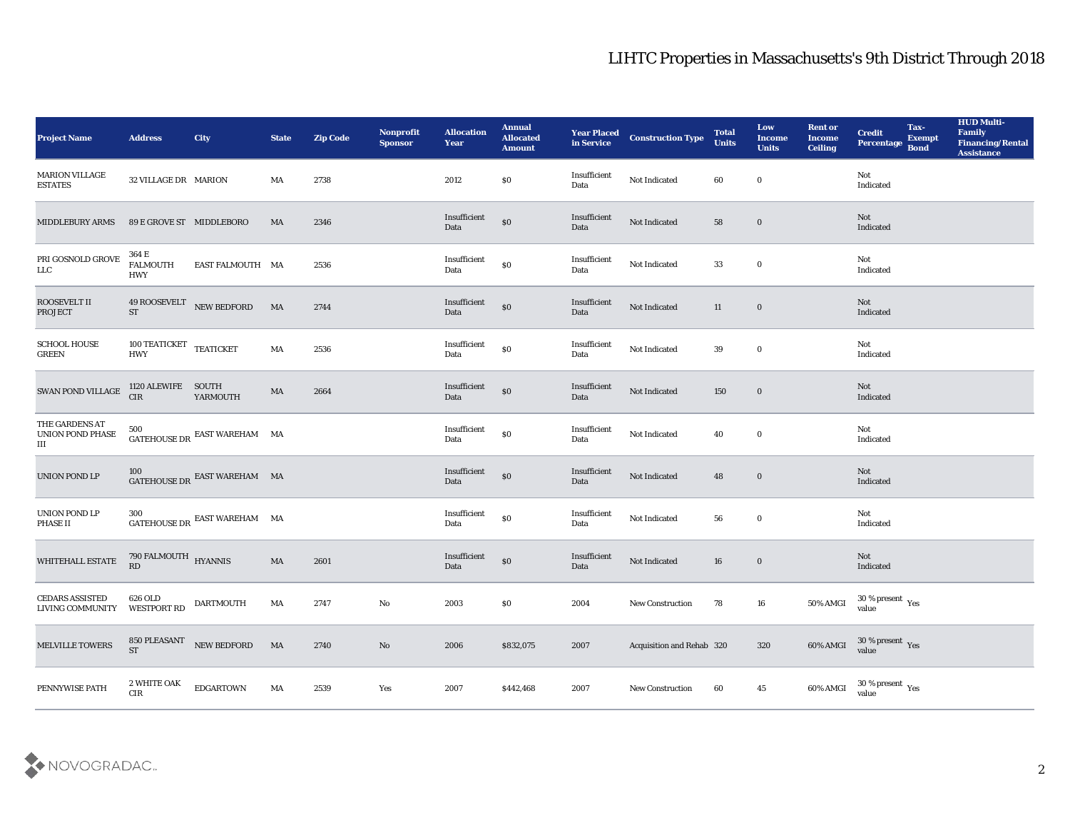# LIHTC Properties in Massachusetts's 9th District Through 2018

| Project Name | Address | City | State | Zip Code | Nonprofit Sponsor | Allocation Year | Annual Allocated Amount | Year Placed in Service | Construction Type | Total Units | Low Income Units | Rent or Income Ceiling | Credit Percentage | Tax-Exempt Bond | HUD Multi-Family Financing/Rental Assistance |
|---|---|---|---|---|---|---|---|---|---|---|---|---|---|---|---|
| MARION VILLAGE ESTATES | 32 VILLAGE DR | MARION | MA | 2738 | | 2012 | $0 | Insufficient Data | Not Indicated | 60 | 0 | | Not Indicated | | |
| MIDDLEBURY ARMS | 89 E GROVE ST | MIDDLEBORO | MA | 2346 | | Insufficient Data | $0 | Insufficient Data | Not Indicated | 58 | 0 | | Not Indicated | | |
| PRI GOSNOLD GROVE LLC | 364 E FALMOUTH HWY | EAST FALMOUTH | MA | 2536 | | Insufficient Data | $0 | Insufficient Data | Not Indicated | 33 | 0 | | Not Indicated | | |
| ROOSEVELT II PROJECT | 49 ROOSEVELT ST | NEW BEDFORD | MA | 2744 | | Insufficient Data | $0 | Insufficient Data | Not Indicated | 11 | 0 | | Not Indicated | | |
| SCHOOL HOUSE GREEN | 100 TEATICKET HWY | TEATICKET | MA | 2536 | | Insufficient Data | $0 | Insufficient Data | Not Indicated | 39 | 0 | | Not Indicated | | |
| SWAN POND VILLAGE | 1120 ALEWIFE CIR | SOUTH YARMOUTH | MA | 2664 | | Insufficient Data | $0 | Insufficient Data | Not Indicated | 150 | 0 | | Not Indicated | | |
| THE GARDENS AT UNION POND PHASE III | 500 GATEHOUSE DR | EAST WAREHAM | MA | | | Insufficient Data | $0 | Insufficient Data | Not Indicated | 40 | 0 | | Not Indicated | | |
| UNION POND LP | 100 GATEHOUSE DR | EAST WAREHAM | MA | | | Insufficient Data | $0 | Insufficient Data | Not Indicated | 48 | 0 | | Not Indicated | | |
| UNION POND LP PHASE II | 300 GATEHOUSE DR | EAST WAREHAM | MA | | | Insufficient Data | $0 | Insufficient Data | Not Indicated | 56 | 0 | | Not Indicated | | |
| WHITEHALL ESTATE | 790 FALMOUTH RD | HYANNIS | MA | 2601 | | Insufficient Data | $0 | Insufficient Data | Not Indicated | 16 | 0 | | Not Indicated | | |
| CEDARS ASSISTED LIVING COMMUNITY | 626 OLD WESTPORT RD | DARTMOUTH | MA | 2747 | No | 2003 | $0 | 2004 | New Construction | 78 | 16 | 50% AMGI | 30 % present value | Yes | |
| MELVILLE TOWERS | 850 PLEASANT ST | NEW BEDFORD | MA | 2740 | No | 2006 | $832,075 | 2007 | Acquisition and Rehab | 320 | 320 | 60% AMGI | 30 % present value | Yes | |
| PENNYWISE PATH | 2 WHITE OAK CIR | EDGARTOWN | MA | 2539 | Yes | 2007 | $442,468 | 2007 | New Construction | 60 | 45 | 60% AMGI | 30 % present value | Yes | |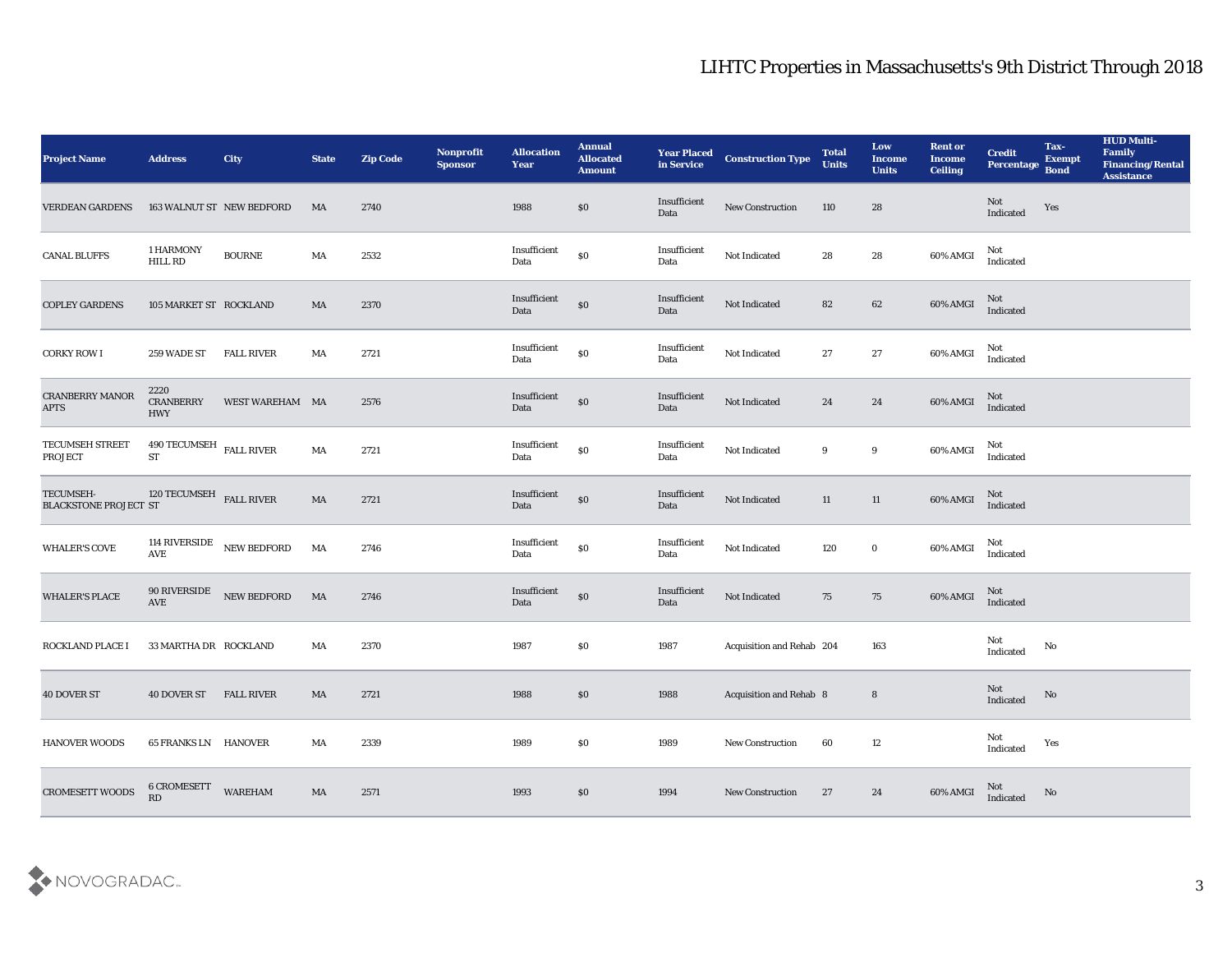# LIHTC Properties in Massachusetts's 9th District Through 2018

| Project Name | Address | City | State | Zip Code | Nonprofit Sponsor | Allocation Year | Annual Allocated Amount | Year Placed in Service | Construction Type | Total Units | Low Income Units | Rent or Income Ceiling | Credit Percentage | Tax-Exempt Bond | HUD Multi-Family Financing/Rental Assistance |
|---|---|---|---|---|---|---|---|---|---|---|---|---|---|---|---|
| VERDEAN GARDENS | 163 WALNUT ST | NEW BEDFORD | MA | 2740 | | 1988 | $0 | Insufficient Data | New Construction | 110 | 28 | | Not Indicated | Yes | |
| CANAL BLUFFS | 1 HARMONY HILL RD | BOURNE | MA | 2532 | | Insufficient Data | $0 | Insufficient Data | Not Indicated | 28 | 28 | 60% AMGI | Not Indicated | | |
| COPLEY GARDENS | 105 MARKET ST | ROCKLAND | MA | 2370 | | Insufficient Data | $0 | Insufficient Data | Not Indicated | 82 | 62 | 60% AMGI | Not Indicated | | |
| CORKY ROW I | 259 WADE ST | FALL RIVER | MA | 2721 | | Insufficient Data | $0 | Insufficient Data | Not Indicated | 27 | 27 | 60% AMGI | Not Indicated | | |
| CRANBERRY MANOR APTS | 2220 CRANBERRY HWY | WEST WAREHAM | MA | 2576 | | Insufficient Data | $0 | Insufficient Data | Not Indicated | 24 | 24 | 60% AMGI | Not Indicated | | |
| TECUMSEH STREET PROJECT | 490 TECUMSEH ST | FALL RIVER | MA | 2721 | | Insufficient Data | $0 | Insufficient Data | Not Indicated | 9 | 9 | 60% AMGI | Not Indicated | | |
| TECUMSEH-BLACKSTONE PROJECT | 120 TECUMSEH ST | FALL RIVER | MA | 2721 | | Insufficient Data | $0 | Insufficient Data | Not Indicated | 11 | 11 | 60% AMGI | Not Indicated | | |
| WHALER'S COVE | 114 RIVERSIDE AVE | NEW BEDFORD | MA | 2746 | | Insufficient Data | $0 | Insufficient Data | Not Indicated | 120 | 0 | 60% AMGI | Not Indicated | | |
| WHALER'S PLACE | 90 RIVERSIDE AVE | NEW BEDFORD | MA | 2746 | | Insufficient Data | $0 | Insufficient Data | Not Indicated | 75 | 75 | 60% AMGI | Not Indicated | | |
| ROCKLAND PLACE I | 33 MARTHA DR | ROCKLAND | MA | 2370 | | 1987 | $0 | 1987 | Acquisition and Rehab | 204 | 163 | | Not Indicated | No | |
| 40 DOVER ST | 40 DOVER ST | FALL RIVER | MA | 2721 | | 1988 | $0 | 1988 | Acquisition and Rehab | 8 | 8 | | Not Indicated | No | |
| HANOVER WOODS | 65 FRANKS LN | HANOVER | MA | 2339 | | 1989 | $0 | 1989 | New Construction | 60 | 12 | | Not Indicated | Yes | |
| CROMESETT WOODS | 6 CROMESETT RD | WAREHAM | MA | 2571 | | 1993 | $0 | 1994 | New Construction | 27 | 24 | 60% AMGI | Not Indicated | No | |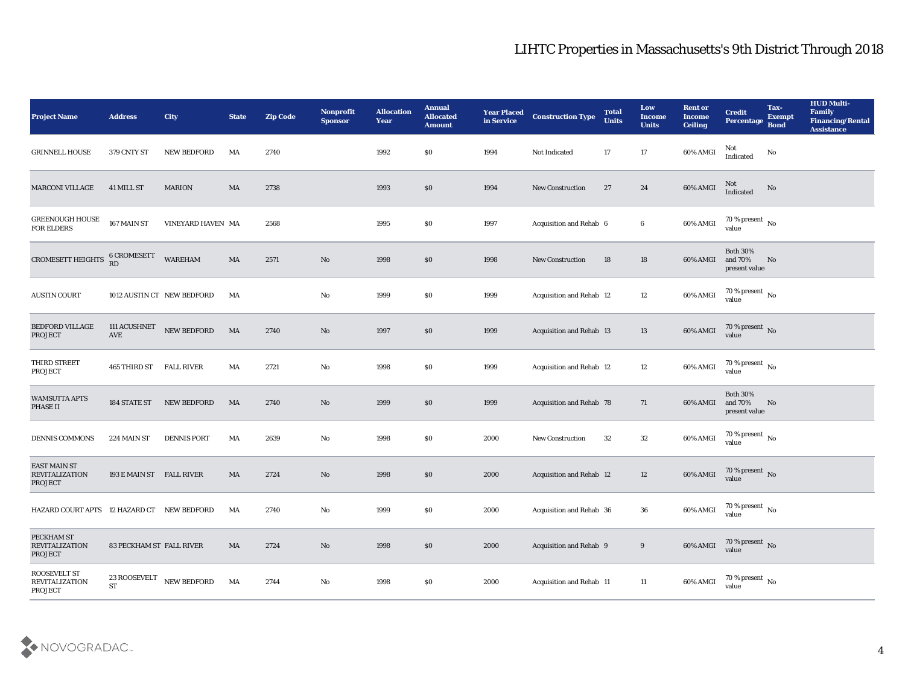# LIHTC Properties in Massachusetts's 9th District Through 2018

| Project Name | Address | City | State | Zip Code | Nonprofit Sponsor | Allocation Year | Annual Allocated Amount | Year Placed in Service | Construction Type | Total Units | Low Income Units | Rent or Income Ceiling | Credit Percentage | Tax-Exempt Bond | HUD Multi-Family Financing/Rental Assistance |
|---|---|---|---|---|---|---|---|---|---|---|---|---|---|---|---|
| GRINNELL HOUSE | 379 CNTY ST | NEW BEDFORD | MA | 2740 | | 1992 | $0 | 1994 | Not Indicated | 17 | 17 | 60% AMGI | Not Indicated | No | |
| MARCONI VILLAGE | 41 MILL ST | MARION | MA | 2738 | | 1993 | $0 | 1994 | New Construction | 27 | 24 | 60% AMGI | Not Indicated | No | |
| GREENOUGH HOUSE FOR ELDERS | 167 MAIN ST | VINEYARD HAVEN | MA | 2568 | | 1995 | $0 | 1997 | Acquisition and Rehab | 6 | 6 | 60% AMGI | 70 % present value | No | |
| CROMESETT HEIGHTS | 6 CROMESETT RD | WAREHAM | MA | 2571 | No | 1998 | $0 | 1998 | New Construction | 18 | 18 | 60% AMGI | Both 30% and 70% present value | No | |
| AUSTIN COURT | 1012 AUSTIN CT | NEW BEDFORD | MA | | No | 1999 | $0 | 1999 | Acquisition and Rehab | 12 | 12 | 60% AMGI | 70 % present value | No | |
| BEDFORD VILLAGE PROJECT | 111 ACUSHNET AVE | NEW BEDFORD | MA | 2740 | No | 1997 | $0 | 1999 | Acquisition and Rehab | 13 | 13 | 60% AMGI | 70 % present value | No | |
| THIRD STREET PROJECT | 465 THIRD ST | FALL RIVER | MA | 2721 | No | 1998 | $0 | 1999 | Acquisition and Rehab | 12 | 12 | 60% AMGI | 70 % present value | No | |
| WAMSUTTA APTS PHASE II | 184 STATE ST | NEW BEDFORD | MA | 2740 | No | 1999 | $0 | 1999 | Acquisition and Rehab | 78 | 71 | 60% AMGI | Both 30% and 70% present value | No | |
| DENNIS COMMONS | 224 MAIN ST | DENNIS PORT | MA | 2639 | No | 1998 | $0 | 2000 | New Construction | 32 | 32 | 60% AMGI | 70 % present value | No | |
| EAST MAIN ST REVITALIZATION PROJECT | 193 E MAIN ST | FALL RIVER | MA | 2724 | No | 1998 | $0 | 2000 | Acquisition and Rehab | 12 | 12 | 60% AMGI | 70 % present value | No | |
| HAZARD COURT APTS | 12 HAZARD CT | NEW BEDFORD | MA | 2740 | No | 1999 | $0 | 2000 | Acquisition and Rehab | 36 | 36 | 60% AMGI | 70 % present value | No | |
| PECKHAM ST REVITALIZATION PROJECT | 83 PECKHAM ST | FALL RIVER | MA | 2724 | No | 1998 | $0 | 2000 | Acquisition and Rehab | 9 | 9 | 60% AMGI | 70 % present value | No | |
| ROOSEVELT ST REVITALIZATION PROJECT | 23 ROOSEVELT ST | NEW BEDFORD | MA | 2744 | No | 1998 | $0 | 2000 | Acquisition and Rehab | 11 | 11 | 60% AMGI | 70 % present value | No | |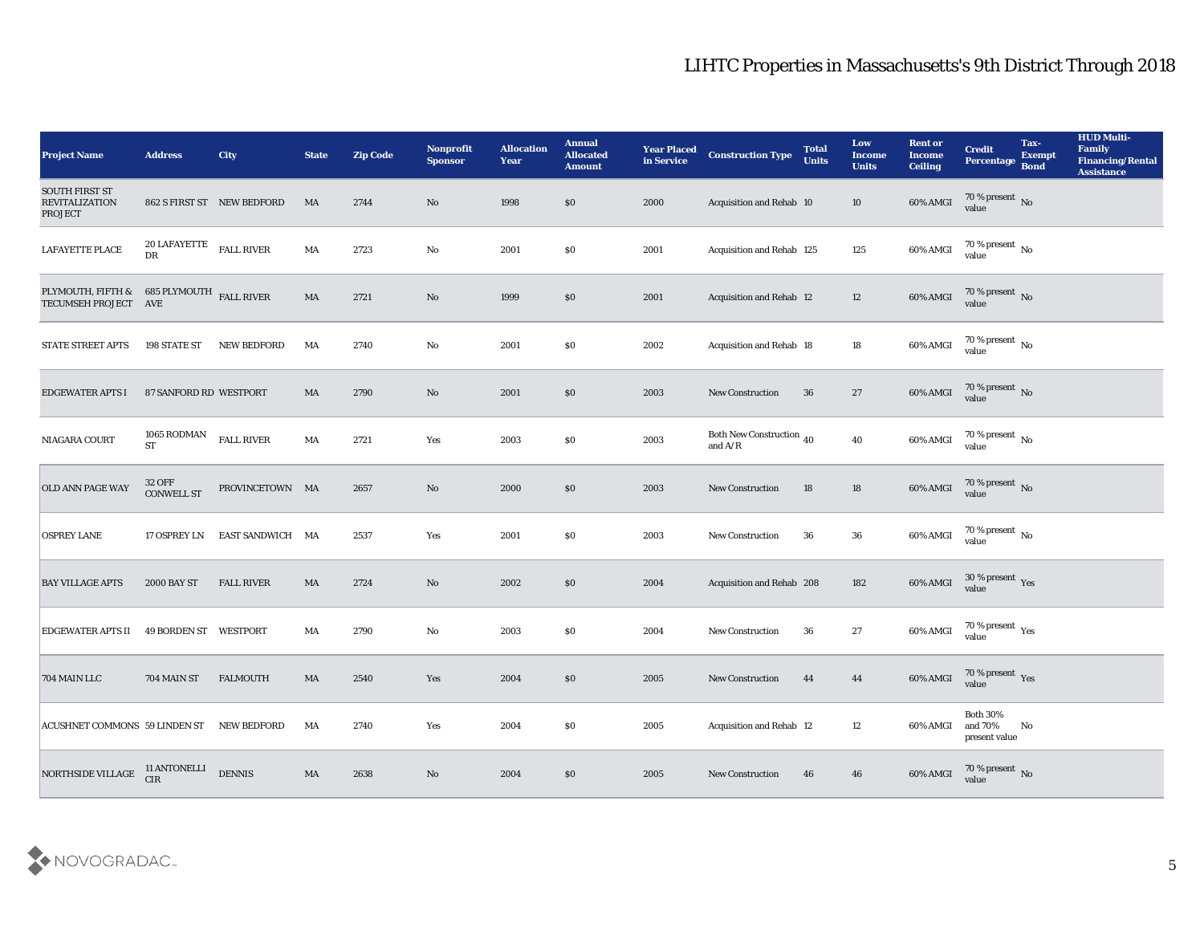# LIHTC Properties in Massachusetts's 9th District Through 2018

| Project Name | Address | City | State | Zip Code | Nonprofit Sponsor | Allocation Year | Annual Allocated Amount | Year Placed in Service | Construction Type | Total Units | Low Income Units | Rent or Income Ceiling | Credit Percentage | Tax-Exempt Bond | HUD Multi-Family Financing/Rental Assistance |
|---|---|---|---|---|---|---|---|---|---|---|---|---|---|---|---|
| SOUTH FIRST ST REVITALIZATION PROJECT | 862 S FIRST ST | NEW BEDFORD | MA | 2744 | No | 1998 | $0 | 2000 | Acquisition and Rehab | 10 | 10 | 60% AMGI | 70 % present value | No | |
| LAFAYETTE PLACE | 20 LAFAYETTE DR | FALL RIVER | MA | 2723 | No | 2001 | $0 | 2001 | Acquisition and Rehab | 125 | 125 | 60% AMGI | 70 % present value | No | |
| PLYMOUTH, FIFTH & TECUMSEH PROJECT | 685 PLYMOUTH AVE | FALL RIVER | MA | 2721 | No | 1999 | $0 | 2001 | Acquisition and Rehab | 12 | 12 | 60% AMGI | 70 % present value | No | |
| STATE STREET APTS | 198 STATE ST | NEW BEDFORD | MA | 2740 | No | 2001 | $0 | 2002 | Acquisition and Rehab | 18 | 18 | 60% AMGI | 70 % present value | No | |
| EDGEWATER APTS I | 87 SANFORD RD | WESTPORT | MA | 2790 | No | 2001 | $0 | 2003 | New Construction | 36 | 27 | 60% AMGI | 70 % present value | No | |
| NIAGARA COURT | 1065 RODMAN ST | FALL RIVER | MA | 2721 | Yes | 2003 | $0 | 2003 | Both New Construction and A/R | 40 | 40 | 60% AMGI | 70 % present value | No | |
| OLD ANN PAGE WAY | 32 OFF CONWELL ST | PROVINCETOWN | MA | 2657 | No | 2000 | $0 | 2003 | New Construction | 18 | 18 | 60% AMGI | 70 % present value | No | |
| OSPREY LANE | 17 OSPREY LN | EAST SANDWICH | MA | 2537 | Yes | 2001 | $0 | 2003 | New Construction | 36 | 36 | 60% AMGI | 70 % present value | No | |
| BAY VILLAGE APTS | 2000 BAY ST | FALL RIVER | MA | 2724 | No | 2002 | $0 | 2004 | Acquisition and Rehab | 208 | 182 | 60% AMGI | 30 % present value | Yes | |
| EDGEWATER APTS II | 49 BORDEN ST | WESTPORT | MA | 2790 | No | 2003 | $0 | 2004 | New Construction | 36 | 27 | 60% AMGI | 70 % present value | Yes | |
| 704 MAIN LLC | 704 MAIN ST | FALMOUTH | MA | 2540 | Yes | 2004 | $0 | 2005 | New Construction | 44 | 44 | 60% AMGI | 70 % present value | Yes | |
| ACUSHNET COMMONS | 59 LINDEN ST | NEW BEDFORD | MA | 2740 | Yes | 2004 | $0 | 2005 | Acquisition and Rehab | 12 | 12 | 60% AMGI | Both 30% and 70% present value | No | |
| NORTHSIDE VILLAGE | 11 ANTONELLI CIR | DENNIS | MA | 2638 | No | 2004 | $0 | 2005 | New Construction | 46 | 46 | 60% AMGI | 70 % present value | No | |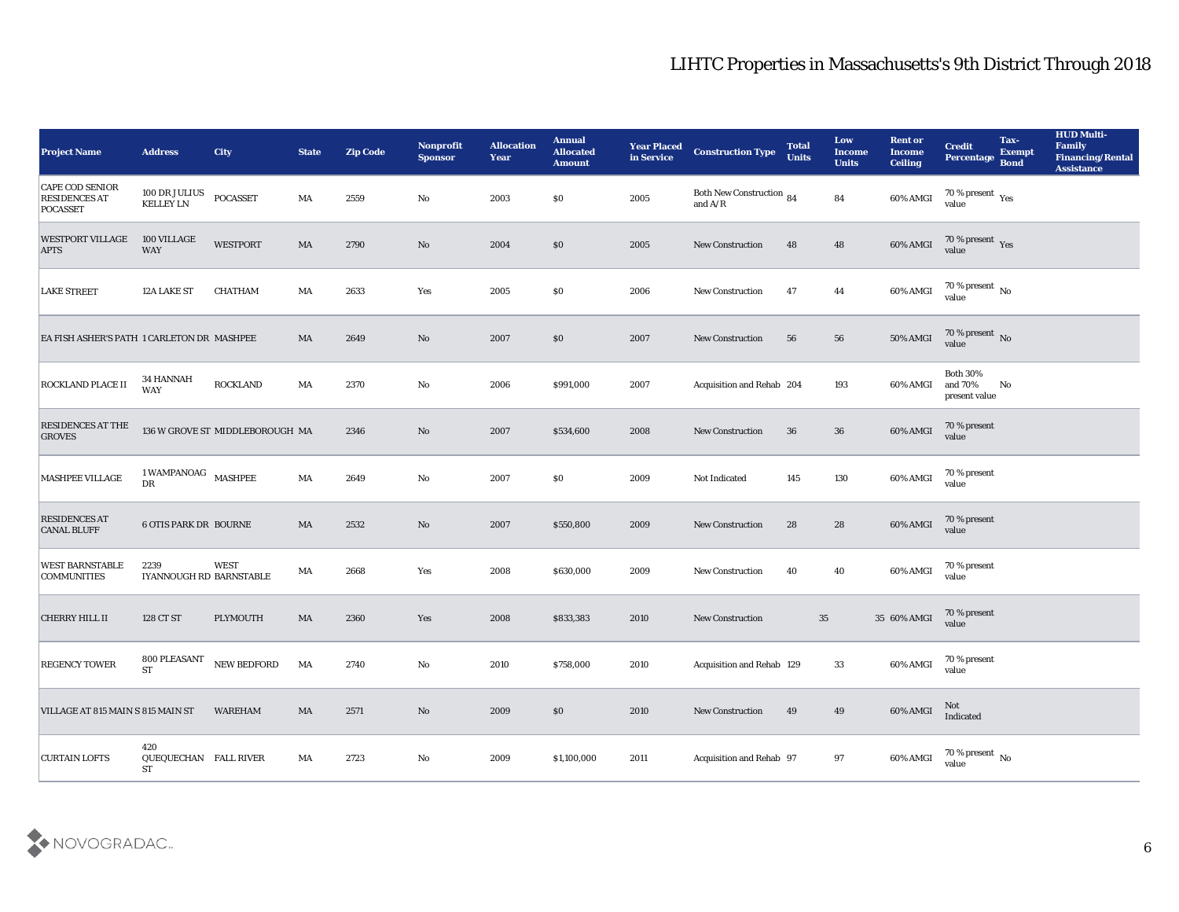# LIHTC Properties in Massachusetts's 9th District Through 2018

| Project Name | Address | City | State | Zip Code | Nonprofit Sponsor | Allocation Year | Annual Allocated Amount | Year Placed in Service | Construction Type | Total Units | Low Income Units | Rent or Income Ceiling | Credit Percentage | Tax-Exempt Bond | HUD Multi-Family Financing/Rental Assistance |
|---|---|---|---|---|---|---|---|---|---|---|---|---|---|---|---|
| CAPE COD SENIOR RESIDENCES AT POCASSET | 100 DR JULIUS KELLEY LN | POCASSET | MA | 2559 | No | 2003 | $0 | 2005 | Both New Construction and A/R | 84 | 84 | 60% AMGI | 70 % present value | Yes | |
| WESTPORT VILLAGE APTS | 100 VILLAGE WAY | WESTPORT | MA | 2790 | No | 2004 | $0 | 2005 | New Construction | 48 | 48 | 60% AMGI | 70 % present value | Yes | |
| LAKE STREET | 12A LAKE ST | CHATHAM | MA | 2633 | Yes | 2005 | $0 | 2006 | New Construction | 47 | 44 | 60% AMGI | 70 % present value | No | |
| EA FISH ASHER'S PATH | 1 CARLETON DR | MASHPEE | MA | 2649 | No | 2007 | $0 | 2007 | New Construction | 56 | 56 | 50% AMGI | 70 % present value | No | |
| ROCKLAND PLACE II | 34 HANNAH WAY | ROCKLAND | MA | 2370 | No | 2006 | $991,000 | 2007 | Acquisition and Rehab | 204 | 193 | 60% AMGI | Both 30% and 70% present value | No | |
| RESIDENCES AT THE GROVES | 136 W GROVE ST | MIDDLEBOROUGH | MA | 2346 | No | 2007 | $534,600 | 2008 | New Construction | 36 | 36 | 60% AMGI | 70 % present value | | |
| MASHPEE VILLAGE | 1 WAMPANOAG DR | MASHPEE | MA | 2649 | No | 2007 | $0 | 2009 | Not Indicated | 145 | 130 | 60% AMGI | 70 % present value | | |
| RESIDENCES AT CANAL BLUFF | 6 OTIS PARK DR | BOURNE | MA | 2532 | No | 2007 | $550,800 | 2009 | New Construction | 28 | 28 | 60% AMGI | 70 % present value | | |
| WEST BARNSTABLE COMMUNITIES | 2239 IYANNOUGH RD | WEST BARNSTABLE | MA | 2668 | Yes | 2008 | $630,000 | 2009 | New Construction | 40 | 40 | 60% AMGI | 70 % present value | | |
| CHERRY HILL II | 128 CT ST | PLYMOUTH | MA | 2360 | Yes | 2008 | $833,383 | 2010 | New Construction | 35 | 35 | 60% AMGI | 70 % present value | | |
| REGENCY TOWER | 800 PLEASANT ST | NEW BEDFORD | MA | 2740 | No | 2010 | $758,000 | 2010 | Acquisition and Rehab | 129 | 33 | 60% AMGI | 70 % present value | | |
| VILLAGE AT 815 MAIN S | 815 MAIN ST | WAREHAM | MA | 2571 | No | 2009 | $0 | 2010 | New Construction | 49 | 49 | 60% AMGI | Not Indicated | | |
| CURTAIN LOFTS | 420 QUEQUECHAN ST | FALL RIVER | MA | 2723 | No | 2009 | $1,100,000 | 2011 | Acquisition and Rehab | 97 | 97 | 60% AMGI | 70 % present value | No | |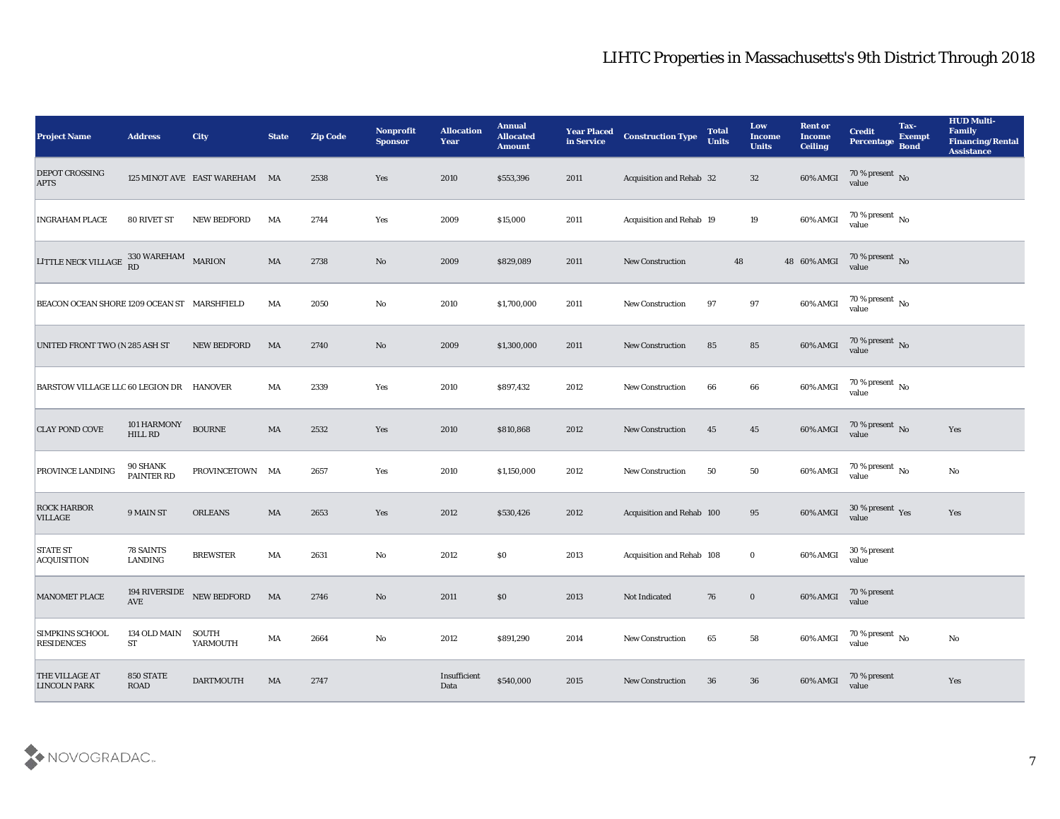# LIHTC Properties in Massachusetts's 9th District Through 2018

| Project Name | Address | City | State | Zip Code | Nonprofit Sponsor | Allocation Year | Annual Allocated Amount | Year Placed in Service | Construction Type | Total Units | Low Income Units | Rent or Income Ceiling | Credit Percentage | Tax-Exempt Bond | HUD Multi-Family Financing/Rental Assistance |
|---|---|---|---|---|---|---|---|---|---|---|---|---|---|---|---|
| DEPOT CROSSING APTS | 125 MINOT AVE | EAST WAREHAM | MA | 2538 | Yes | 2010 | $553,396 | 2011 | Acquisition and Rehab | 32 | 32 | 60% AMGI | 70 % present value | No | |
| INGRAHAM PLACE | 80 RIVET ST | NEW BEDFORD | MA | 2744 | Yes | 2009 | $15,000 | 2011 | Acquisition and Rehab | 19 | 19 | 60% AMGI | 70 % present value | No | |
| LITTLE NECK VILLAGE | 330 WAREHAM RD | MARION | MA | 2738 | No | 2009 | $829,089 | 2011 | New Construction | 48 | 48 | 60% AMGI | 70 % present value | No | |
| BEACON OCEAN SHORE | 1209 OCEAN ST | MARSHFIELD | MA | 2050 | No | 2010 | $1,700,000 | 2011 | New Construction | 97 | 97 | 60% AMGI | 70 % present value | No | |
| UNITED FRONT TWO (N | 285 ASH ST | NEW BEDFORD | MA | 2740 | No | 2009 | $1,300,000 | 2011 | New Construction | 85 | 85 | 60% AMGI | 70 % present value | No | |
| BARSTOW VILLAGE LLC | 60 LEGION DR | HANOVER | MA | 2339 | Yes | 2010 | $897,432 | 2012 | New Construction | 66 | 66 | 60% AMGI | 70 % present value | No | |
| CLAY POND COVE | 101 HARMONY HILL RD | BOURNE | MA | 2532 | Yes | 2010 | $810,868 | 2012 | New Construction | 45 | 45 | 60% AMGI | 70 % present value | No | Yes |
| PROVINCE LANDING | 90 SHANK PAINTER RD | PROVINCETOWN | MA | 2657 | Yes | 2010 | $1,150,000 | 2012 | New Construction | 50 | 50 | 60% AMGI | 70 % present value | No | No |
| ROCK HARBOR VILLAGE | 9 MAIN ST | ORLEANS | MA | 2653 | Yes | 2012 | $530,426 | 2012 | Acquisition and Rehab | 100 | 95 | 60% AMGI | 30 % present value | Yes | Yes |
| STATE ST ACQUISITION | 78 SAINTS LANDING | BREWSTER | MA | 2631 | No | 2012 | $0 | 2013 | Acquisition and Rehab | 108 | 0 | 60% AMGI | 30 % present value | | |
| MANOMET PLACE | 194 RIVERSIDE AVE | NEW BEDFORD | MA | 2746 | No | 2011 | $0 | 2013 | Not Indicated | 76 | 0 | 60% AMGI | 70 % present value | | |
| SIMPKINS SCHOOL RESIDENCES | 134 OLD MAIN ST | SOUTH YARMOUTH | MA | 2664 | No | 2012 | $891,290 | 2014 | New Construction | 65 | 58 | 60% AMGI | 70 % present value | No | No |
| THE VILLAGE AT LINCOLN PARK | 850 STATE ROAD | DARTMOUTH | MA | 2747 | | Insufficient Data | $540,000 | 2015 | New Construction | 36 | 36 | 60% AMGI | 70 % present value | | Yes |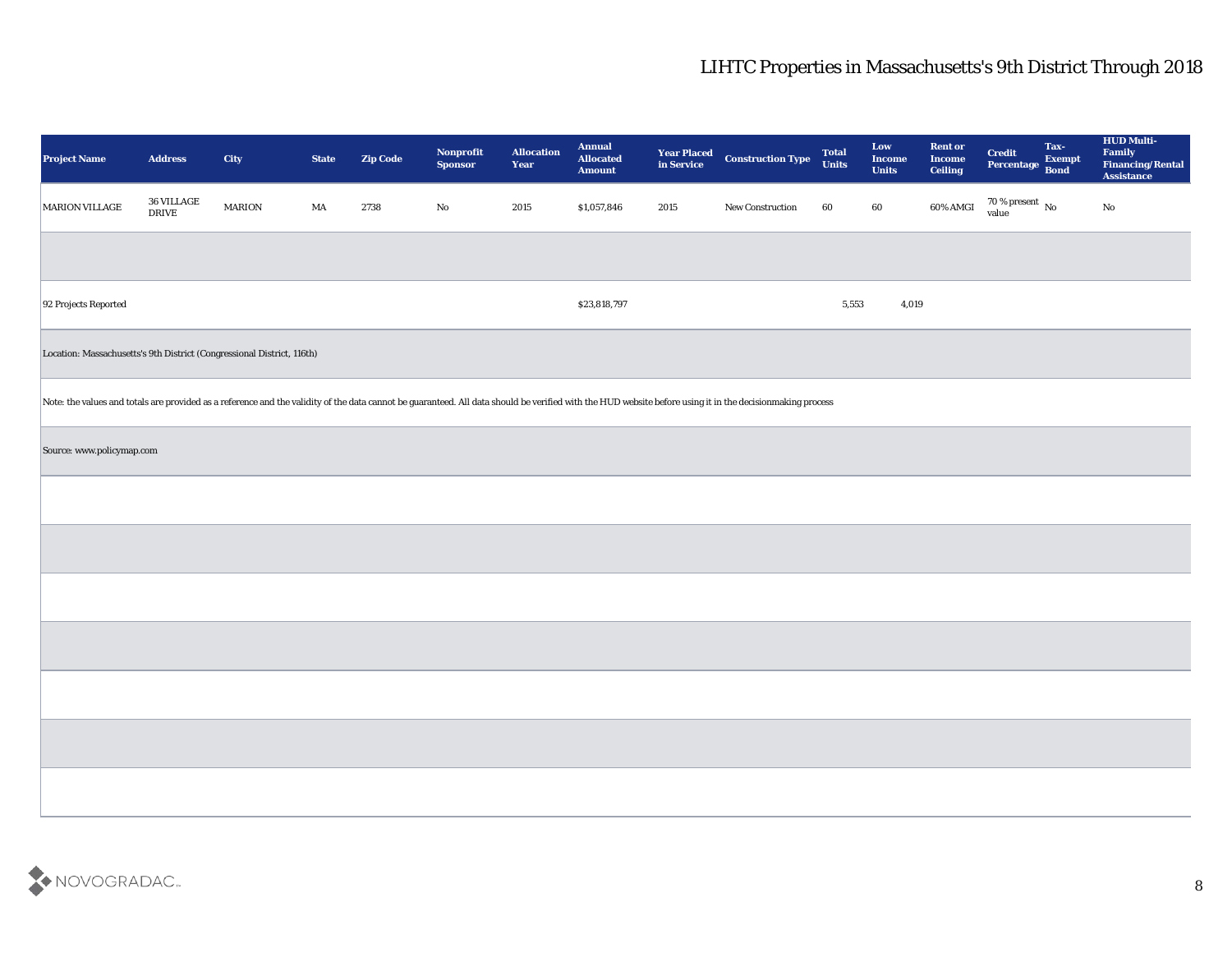| Project Name | Address | City | State | Zip Code | Nonprofit Sponsor | Allocation Year | Annual Allocated Amount | Year Placed in Service | Construction Type | Total Units | Low Income Units | Rent or Income Ceiling | Credit Percentage | Tax-Exempt Bond | HUD Multi-Family Financing/Rental Assistance |
|---|---|---|---|---|---|---|---|---|---|---|---|---|---|---|---|
| MARION VILLAGE | 36 VILLAGE DRIVE | MARION | MA | 2738 | No | 2015 | $1,057,846 | 2015 | New Construction | 60 | 60 | 60% AMGI | 70 % present value | No | No |
| | | | | | | | | | | | | | | | |
| 92 Projects Reported | | | | | | | $23,818,797 | | | 5,553 | 4,019 | | | | |

Location: Massachusetts's 9th District (Congressional District, 116th)

Note: the values and totals are provided as a reference and the validity of the data cannot be guaranteed. All data should be verified with the HUD website before using it in the decisionmaking process

Source: www.policymap.com